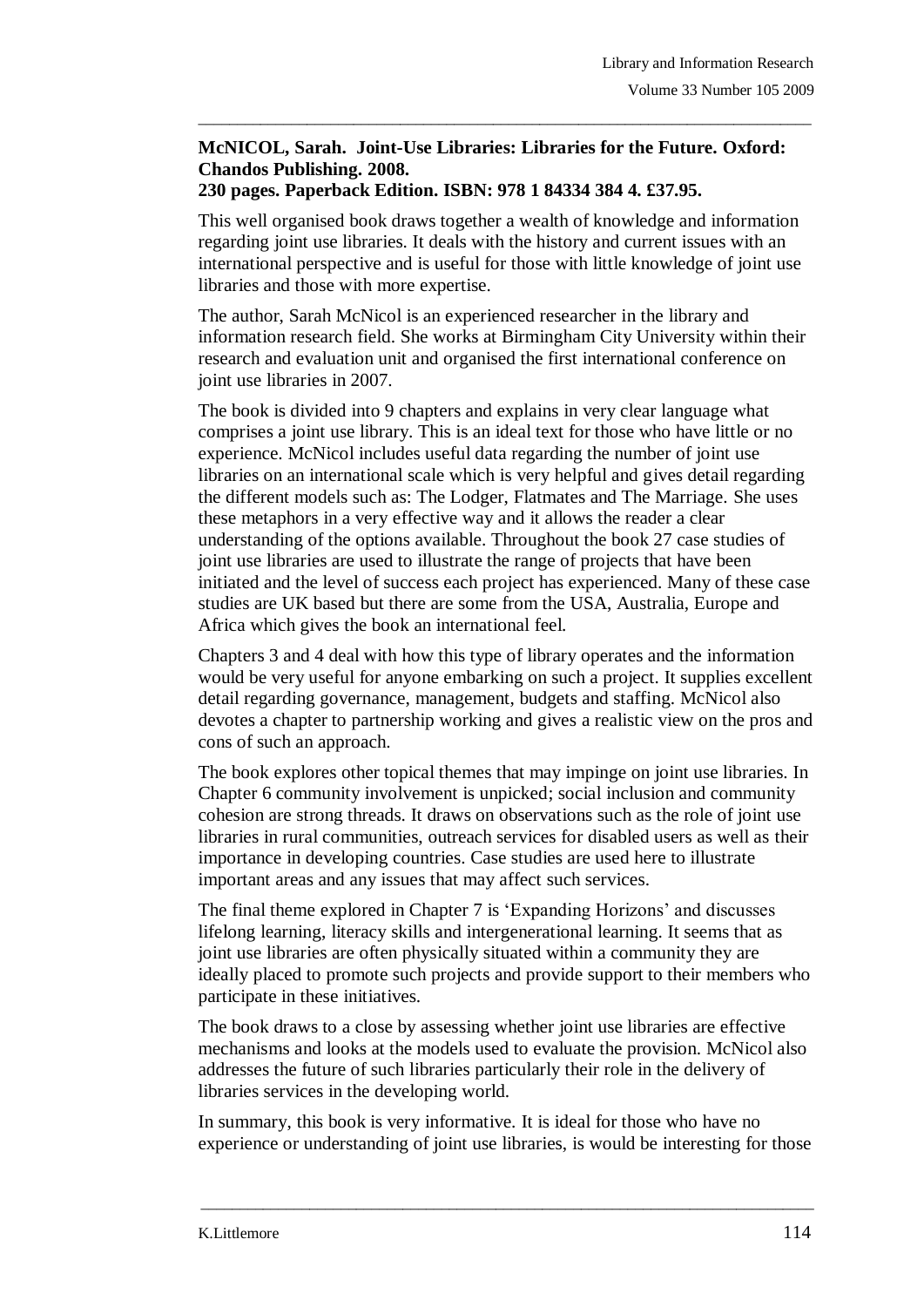**McNICOL, Sarah. Joint-Use Libraries: Libraries for the Future. Oxford: Chandos Publishing. 2008.**
**230 pages. Paperback Edition. ISBN: 978 1 84334 384 4. £37.95.**

This well organised book draws together a wealth of knowledge and information regarding joint use libraries. It deals with the history and current issues with an international perspective and is useful for those with little knowledge of joint use libraries and those with more expertise.

The author, Sarah McNicol is an experienced researcher in the library and information research field. She works at Birmingham City University within their research and evaluation unit and organised the first international conference on joint use libraries in 2007.

The book is divided into 9 chapters and explains in very clear language what comprises a joint use library. This is an ideal text for those who have little or no experience. McNicol includes useful data regarding the number of joint use libraries on an international scale which is very helpful and gives detail regarding the different models such as: The Lodger, Flatmates and The Marriage. She uses these metaphors in a very effective way and it allows the reader a clear understanding of the options available. Throughout the book 27 case studies of joint use libraries are used to illustrate the range of projects that have been initiated and the level of success each project has experienced. Many of these case studies are UK based but there are some from the USA, Australia, Europe and Africa which gives the book an international feel.

Chapters 3 and 4 deal with how this type of library operates and the information would be very useful for anyone embarking on such a project. It supplies excellent detail regarding governance, management, budgets and staffing. McNicol also devotes a chapter to partnership working and gives a realistic view on the pros and cons of such an approach.

The book explores other topical themes that may impinge on joint use libraries. In Chapter 6 community involvement is unpicked; social inclusion and community cohesion are strong threads. It draws on observations such as the role of joint use libraries in rural communities, outreach services for disabled users as well as their importance in developing countries. Case studies are used here to illustrate important areas and any issues that may affect such services.

The final theme explored in Chapter 7 is 'Expanding Horizons' and discusses lifelong learning, literacy skills and intergenerational learning. It seems that as joint use libraries are often physically situated within a community they are ideally placed to promote such projects and provide support to their members who participate in these initiatives.

The book draws to a close by assessing whether joint use libraries are effective mechanisms and looks at the models used to evaluate the provision. McNicol also addresses the future of such libraries particularly their role in the delivery of libraries services in the developing world.

In summary, this book is very informative. It is ideal for those who have no experience or understanding of joint use libraries, is would be interesting for those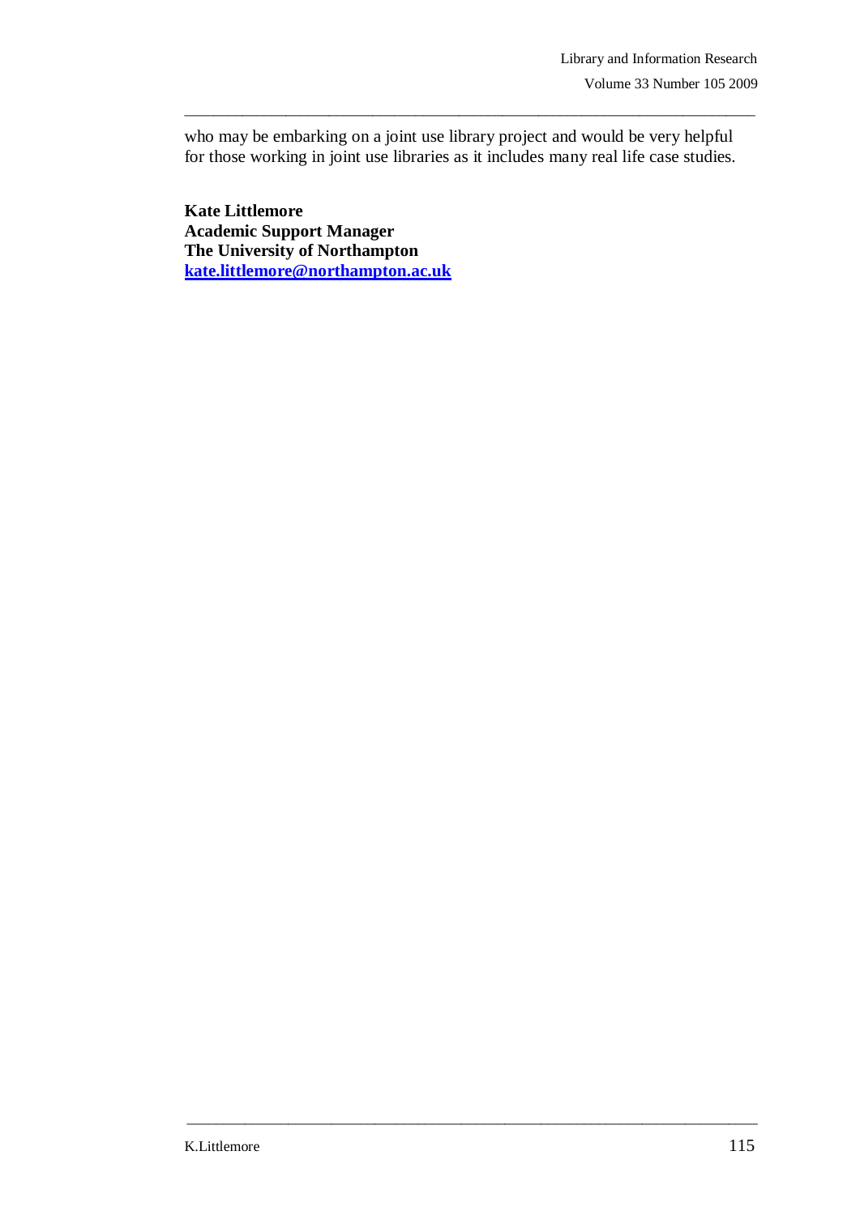who may be embarking on a joint use library project and would be very helpful for those working in joint use libraries as it includes many real life case studies.

**Kate Littlemore**
**Academic Support Manager**
**The University of Northampton**
**kate.littlemore@northampton.ac.uk**